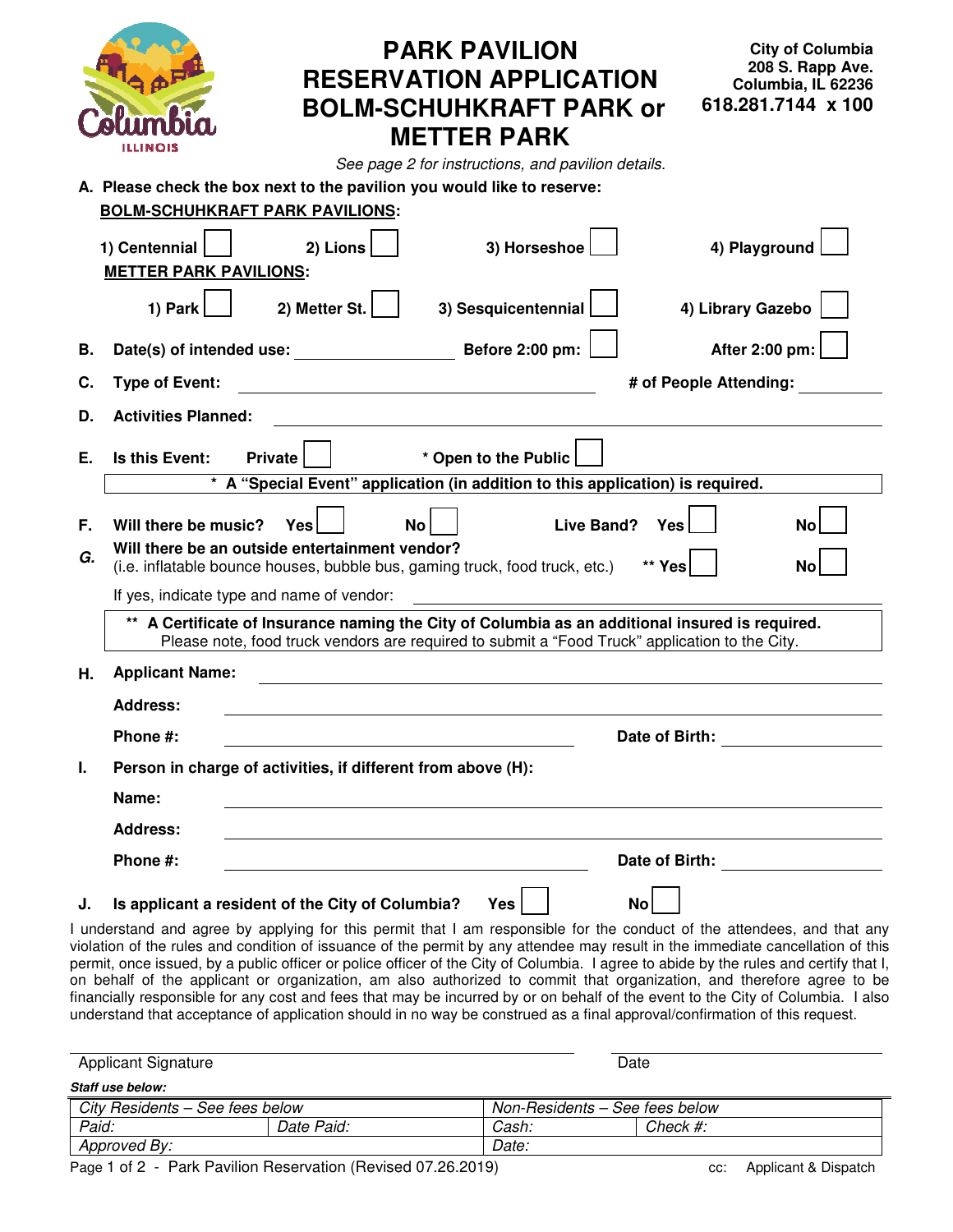# PARK PAVILION RESERVATION APPLICATION BOLM-SCHUHKRAFT PARK or METTER PARK

**City of Columbia**
**208 S. Rapp Ave.**
**Columbia, IL 62236**
**618.281.7144 x 100**

*See page 2 for instructions, and pavilion details.*

**A. Please check the box next to the pavilion you would like to reserve:**

**BOLM-SCHUHKRAFT PARK PAVILIONS:**

**1) Centennial** ☐ **2) Lions** ☐ **3) Horseshoe** ☐ **4) Playground** ☐

**METTER PARK PAVILIONS:**

**1) Park** ☐ **2) Metter St.** ☐ **3) Sesquicentennial** ☐ **4) Library Gazebo** ☐

**B. Date(s) of intended use:** ____________ **Before 2:00 pm:** ☐ **After 2:00 pm:** ☐

**C. Type of Event:** ____________ **# of People Attending:** ____________

**D. Activities Planned:** ____________

**E. Is this Event: Private** ☐ **\* Open to the Public** ☐

**\* A "Special Event" application (in addition to this application) is required.**

**F. Will there be music? Yes** ☐ **No** ☐ **Live Band? Yes** ☐ **No** ☐

**G. Will there be an outside entertainment vendor?**
(i.e. inflatable bounce houses, bubble bus, gaming truck, food truck, etc.) **\*\* Yes** ☐ **No** ☐

If yes, indicate type and name of vendor: ____________

**\*\* A Certificate of Insurance naming the City of Columbia as an additional insured is required.**
Please note, food truck vendors are required to submit a "Food Truck" application to the City.

**H. Applicant Name:** ____________

**Address:** ____________

**Phone #:** ____________ **Date of Birth:** ____________

**I. Person in charge of activities, if different from above (H):**

**Name:** ____________

**Address:** ____________

**Phone #:** ____________ **Date of Birth:** ____________

**J. Is applicant a resident of the City of Columbia? Yes** ☐ **No** ☐

I understand and agree by applying for this permit that I am responsible for the conduct of the attendees, and that any violation of the rules and condition of issuance of the permit by any attendee may result in the immediate cancellation of this permit, once issued, by a public officer or police officer of the City of Columbia. I agree to abide by the rules and certify that I, on behalf of the applicant or organization, am also authorized to commit that organization, and therefore agree to be financially responsible for any cost and fees that may be incurred by or on behalf of the event to the City of Columbia. I also understand that acceptance of application should in no way be construed as a final approval/confirmation of this request.

____________ ____________
Applicant Signature Date

***Staff use below:***

| *City Residents – See fees below* | | *Non-Residents – See fees below* | |
|---|---|---|---|
| *Paid:* | *Date Paid:* | *Cash:* | *Check #:* |
| *Approved By:* | | *Date:* | |

Page 1 of 2 - Park Pavilion Reservation (Revised 07.26.2019) cc: Applicant & Dispatch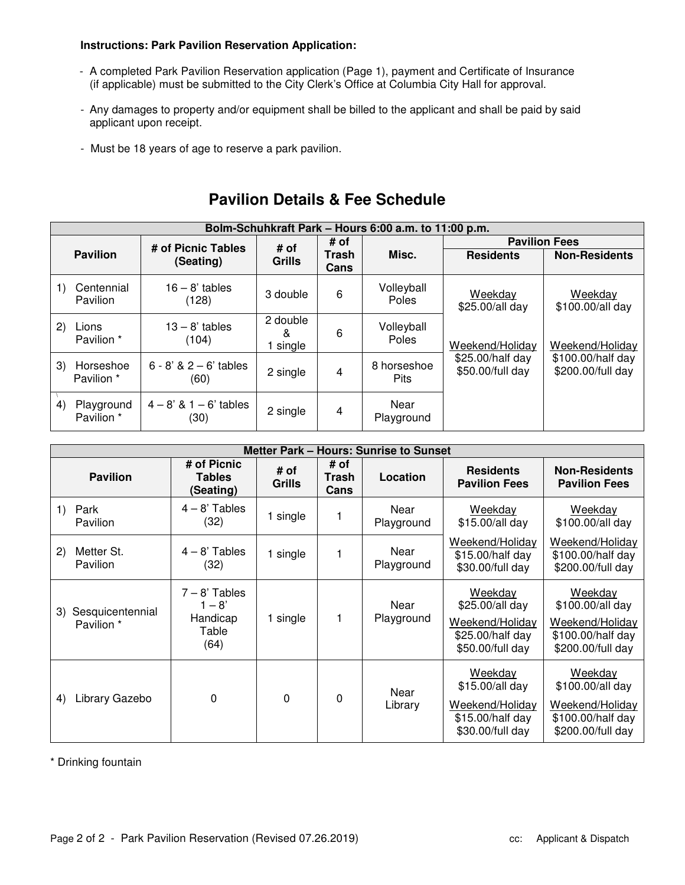**Instructions: Park Pavilion Reservation Application:**

- A completed Park Pavilion Reservation application (Page 1), payment and Certificate of Insurance (if applicable) must be submitted to the City Clerk's Office at Columbia City Hall for approval.
- Any damages to property and/or equipment shall be billed to the applicant and shall be paid by said applicant upon receipt.
- Must be 18 years of age to reserve a park pavilion.

# Pavilion Details & Fee Schedule

| Bolm-Schuhkraft Park – Hours 6:00 a.m. to 11:00 p.m. | | | | | | |
|---|---|---|---|---|---|---|
| Pavilion | # of Picnic Tables (Seating) | # of Grills | # of Trash Cans | Misc. | Pavilion Fees | |
| | | | | | Residents | Non-Residents |
| 1) Centennial Pavilion | 16 – 8' tables (128) | 3 double | 6 | Volleyball Poles | Weekday $25.00/all day<br><br>Weekend/Holiday $25.00/half day $50.00/full day | Weekday $100.00/all day<br><br>Weekend/Holiday $100.00/half day $200.00/full day |
| 2) Lions Pavilion * | 13 – 8' tables (104) | 2 double & 1 single | 6 | Volleyball Poles | | |
| 3) Horseshoe Pavilion * | 6 - 8' & 2 – 6' tables (60) | 2 single | 4 | 8 horseshoe Pits | | |
| 4) Playground Pavilion * | 4 – 8' & 1 – 6' tables (30) | 2 single | 4 | Near Playground | | |

| Metter Park – Hours: Sunrise to Sunset | | | | | | |
|---|---|---|---|---|---|---|
| Pavilion | # of Picnic Tables (Seating) | # of Grills | # of Trash Cans | Location | Residents Pavilion Fees | Non-Residents Pavilion Fees |
| 1) Park Pavilion | 4 – 8' Tables (32) | 1 single | 1 | Near Playground | Weekday $15.00/all day<br><br>Weekend/Holiday $15.00/half day $30.00/full day | Weekday $100.00/all day<br><br>Weekend/Holiday $100.00/half day $200.00/full day |
| 2) Metter St. Pavilion | 4 – 8' Tables (32) | 1 single | 1 | Near Playground | | |
| 3) Sesquicentennial Pavilion * | 7 – 8' Tables 1 – 8' Handicap Table (64) | 1 single | 1 | Near Playground | Weekday $25.00/all day<br><br>Weekend/Holiday $25.00/half day $50.00/full day | Weekday $100.00/all day<br><br>Weekend/Holiday $100.00/half day $200.00/full day |
| 4) Library Gazebo | 0 | 0 | 0 | Near Library | Weekday $15.00/all day<br><br>Weekend/Holiday $15.00/half day $30.00/full day | Weekday $100.00/all day<br><br>Weekend/Holiday $100.00/half day $200.00/full day |

* Drinking fountain

cc: Applicant & Dispatch